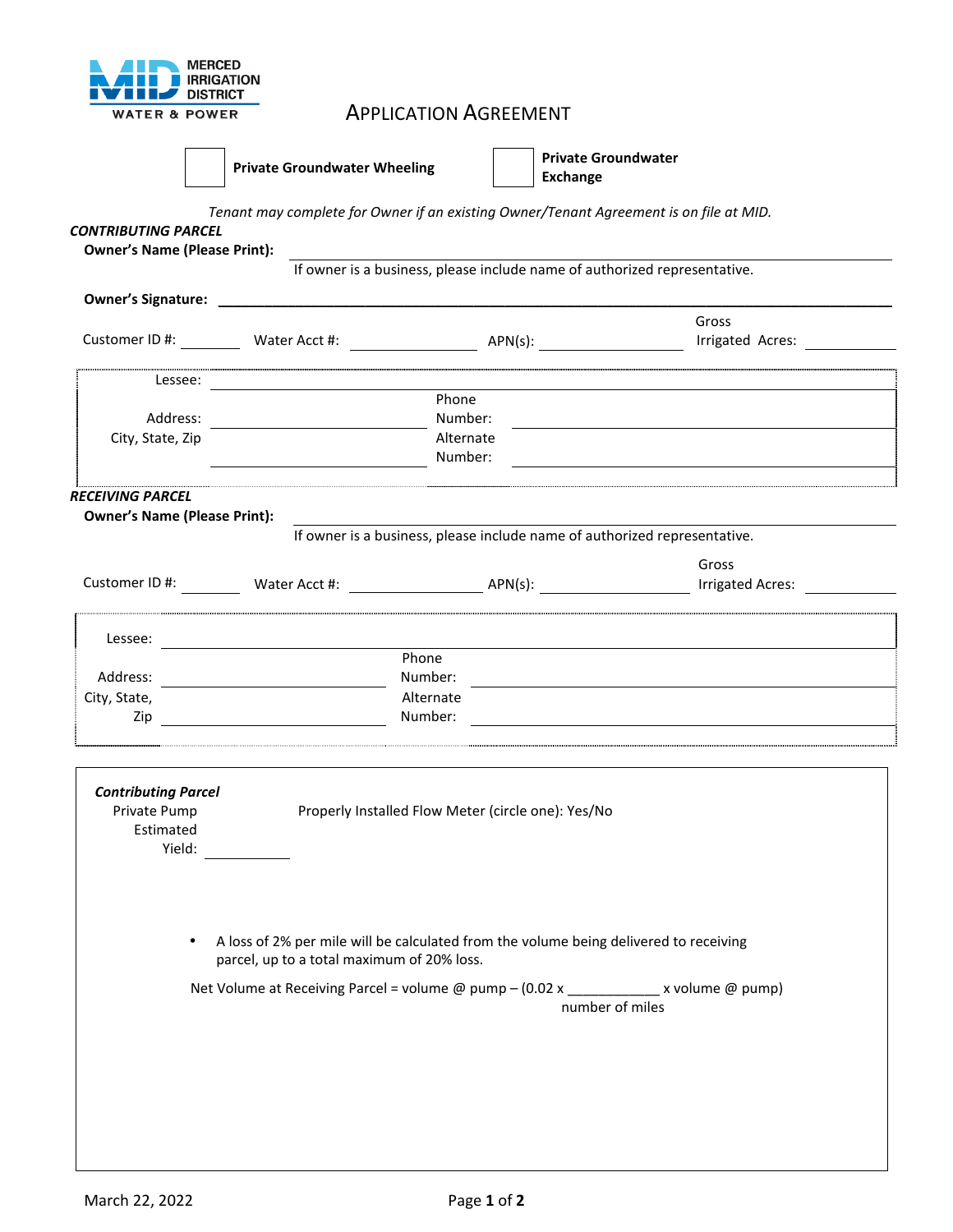MERCED IRRIGATION DISTRICT
WATER & POWER

# Application Agreement

☐ **Private Groundwater Wheeling** ☐ **Private Groundwater Exchange**

*Tenant may complete for Owner if an existing Owner/Tenant Agreement is on file at MID.*

***CONTRIBUTING PARCEL***

**Owner's Name (Please Print):** ______________________________________________

If owner is a business, please include name of authorized representative.

**Owner's Signature:** ______________________________________________

Customer ID #: ________ Water Acct #: ______________ APN(s): ______________ Gross Irrigated Acres: __________

Lessee: ______________________________________________

Address: ______________________ Phone Number: ______________________

City, State, Zip ______________________ Alternate Number: ______________________

***RECEIVING PARCEL***

**Owner's Name (Please Print):** ______________________________________________

If owner is a business, please include name of authorized representative.

Customer ID #: ________ Water Acct #: ______________ APN(s): ______________ Gross Irrigated Acres: __________

Lessee: ______________________________________________

Address: ______________________ Phone Number: ______________________

City, State, Zip ______________________ Alternate Number: ______________________

***Contributing Parcel***

Private Pump Estimated Yield: __________

Properly Installed Flow Meter (circle one): Yes/No

- A loss of 2% per mile will be calculated from the volume being delivered to receiving parcel, up to a total maximum of 20% loss.

Net Volume at Receiving Parcel = volume @ pump – (0.02 x ___________ x volume @ pump)
number of miles

March 22, 2022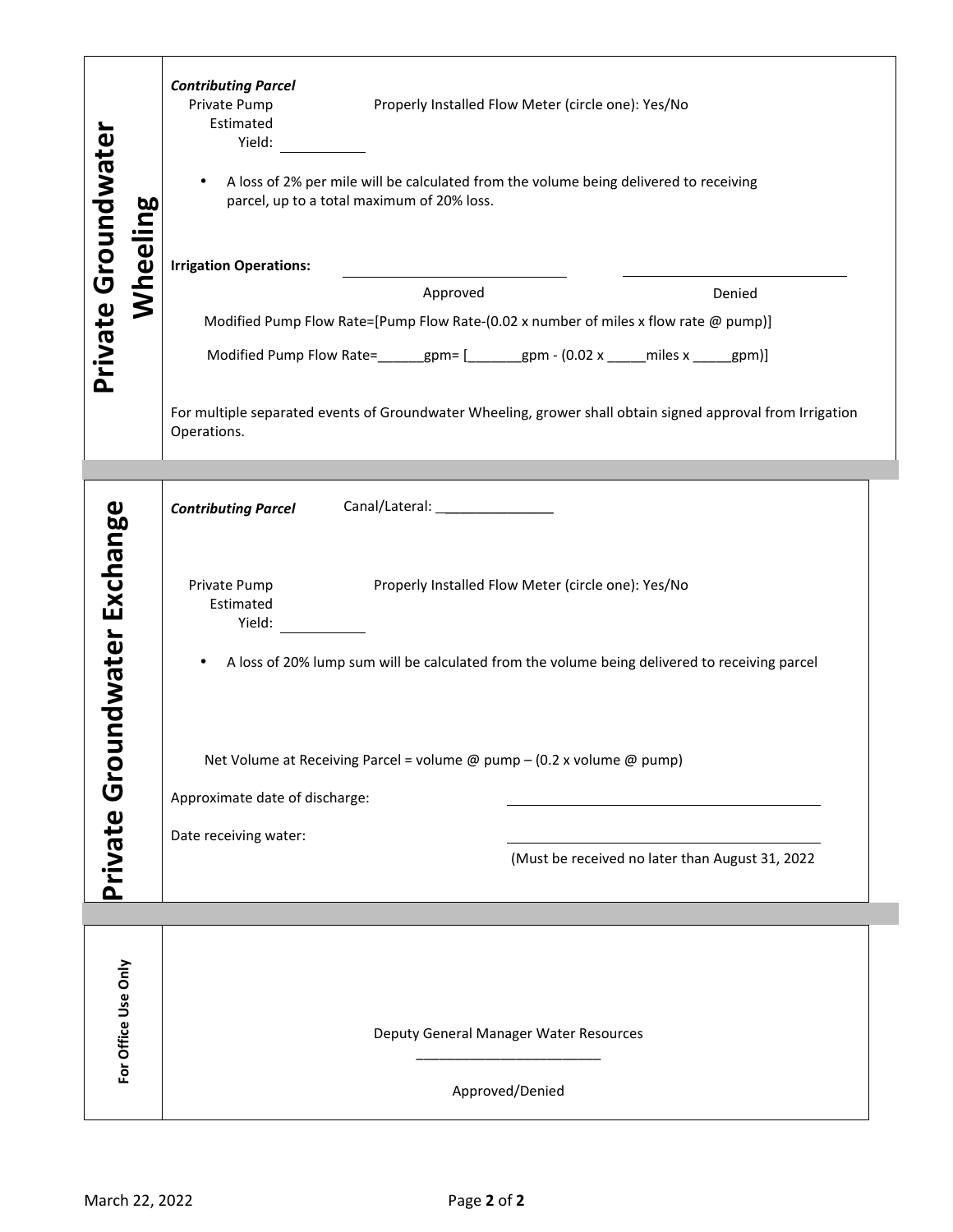## Private Groundwater Wheeling

***Contributing Parcel***

Private Pump Estimated Yield: __________ Properly Installed Flow Meter (circle one): Yes/No

- A loss of 2% per mile will be calculated from the volume being delivered to receiving parcel, up to a total maximum of 20% loss.

**Irrigation Operations:** ____________________ Approved ____________________ Denied

Modified Pump Flow Rate=[Pump Flow Rate-(0.02 x number of miles x flow rate @ pump)]

Modified Pump Flow Rate=______gpm= [_______gpm - (0.02 x _____miles x _____gpm)]

For multiple separated events of Groundwater Wheeling, grower shall obtain signed approval from Irrigation Operations.

## Private Groundwater Exchange

***Contributing Parcel*** Canal/Lateral: _______________

Private Pump Estimated Yield: __________ Properly Installed Flow Meter (circle one): Yes/No

- A loss of 20% lump sum will be calculated from the volume being delivered to receiving parcel

Net Volume at Receiving Parcel = volume @ pump – (0.2 x volume @ pump)

Approximate date of discharge: ______________________________

Date receiving water: ______________________________

(Must be received no later than August 31, 2022

## For Office Use Only

Deputy General Manager Water Resources

________________________

Approved/Denied

March 22, 2022